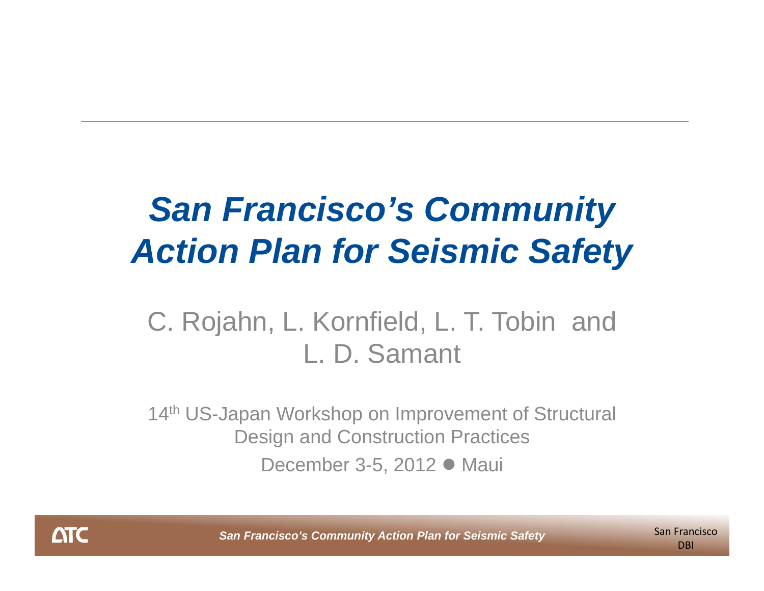# *San Francisco's Community Action Plan for Seismic Safety*

C. Rojahn, L. Kornfield, L. T. Tobin and L. D. Samant

14th US-Japan Workshop on Improvement of Structural Design and Construction Practices

December 3-5, 2012 ● Maui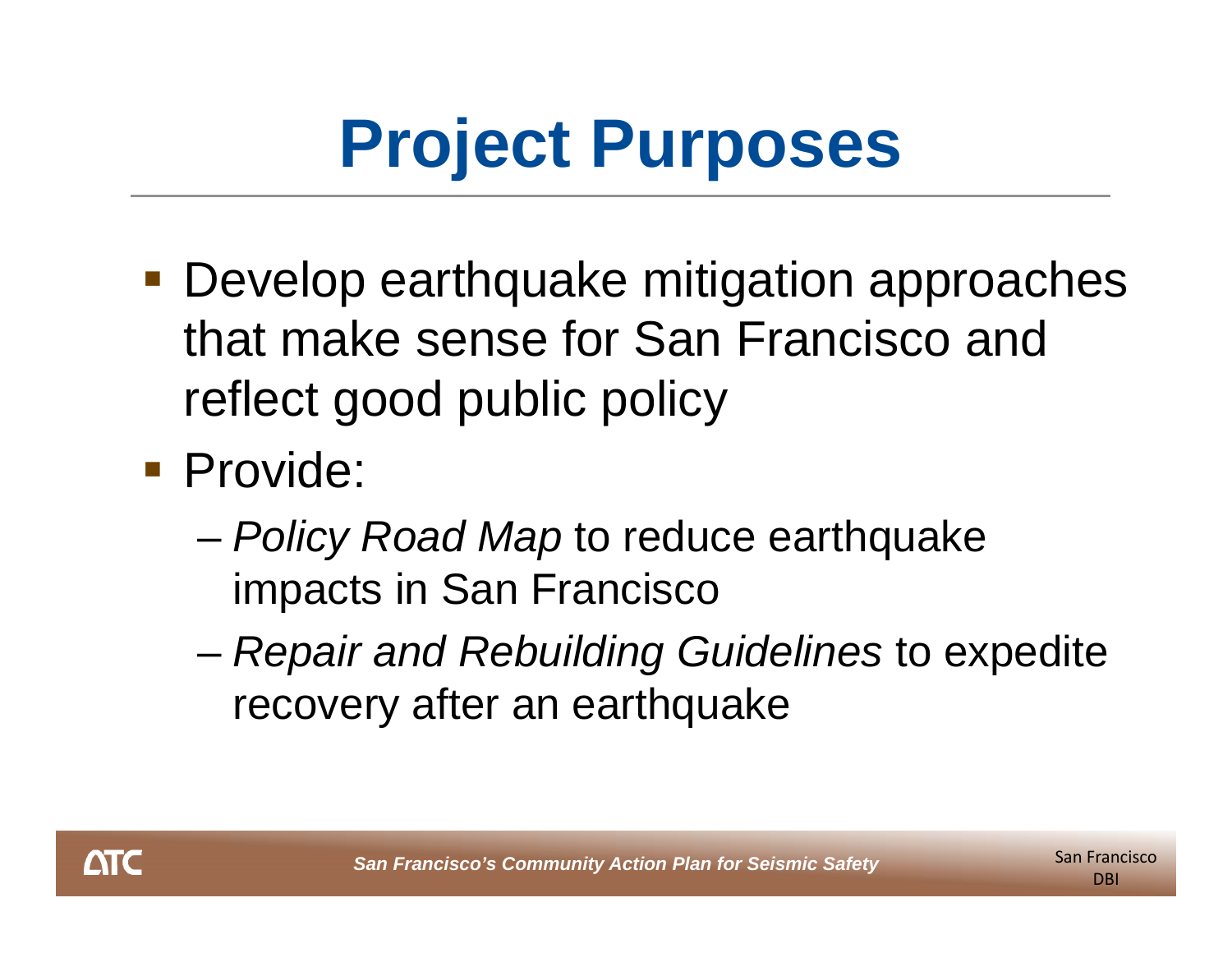# Project Purposes

- Develop earthquake mitigation approaches that make sense for San Francisco and reflect good public policy
- Provide:
  - *Policy Road Map* to reduce earthquake impacts in San Francisco
  - *Repair and Rebuilding Guidelines* to expedite recovery after an earthquake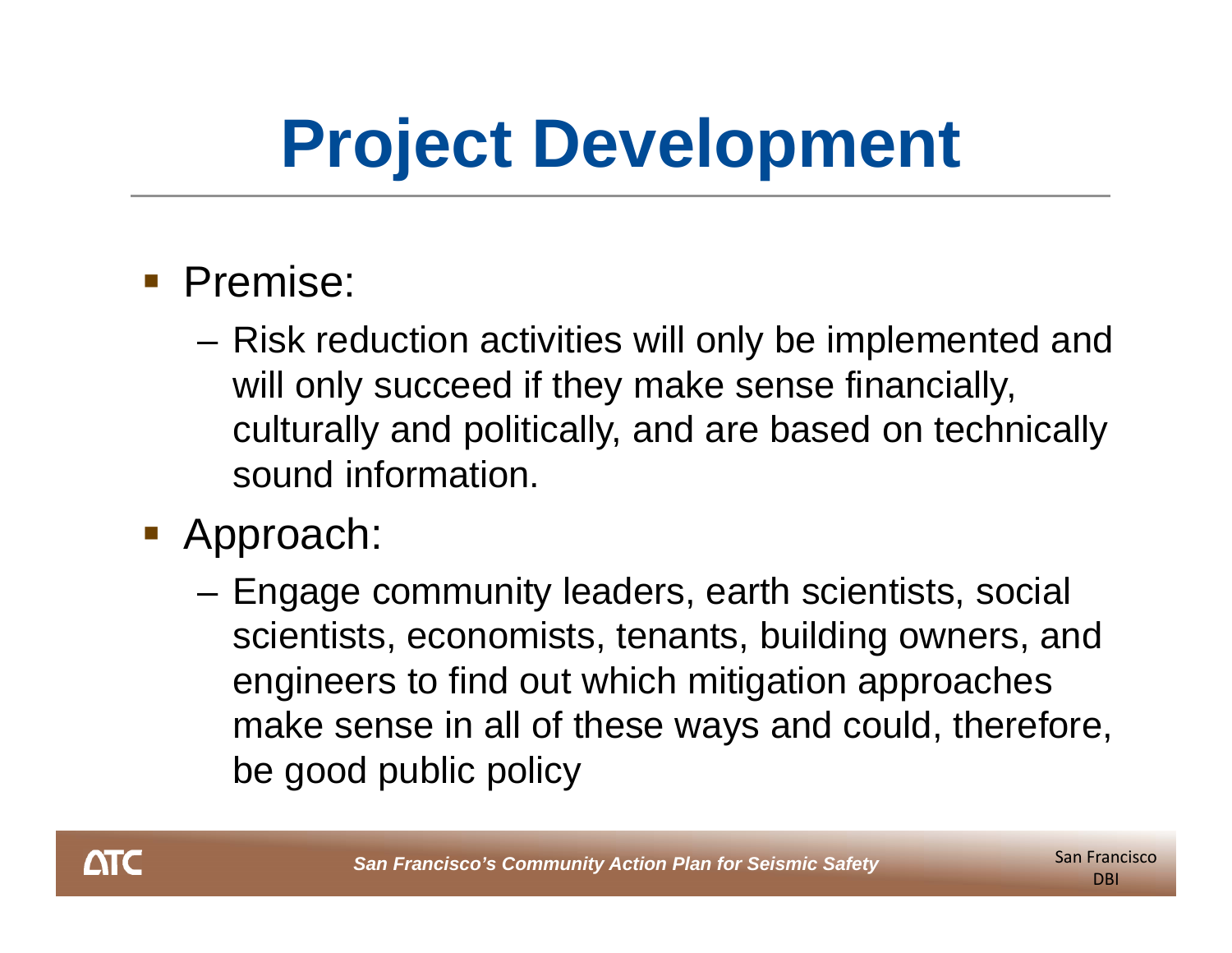# Project Development

- Premise:
  - Risk reduction activities will only be implemented and will only succeed if they make sense financially, culturally and politically, and are based on technically sound information.
- Approach:
  - Engage community leaders, earth scientists, social scientists, economists, tenants, building owners, and engineers to find out which mitigation approaches make sense in all of these ways and could, therefore, be good public policy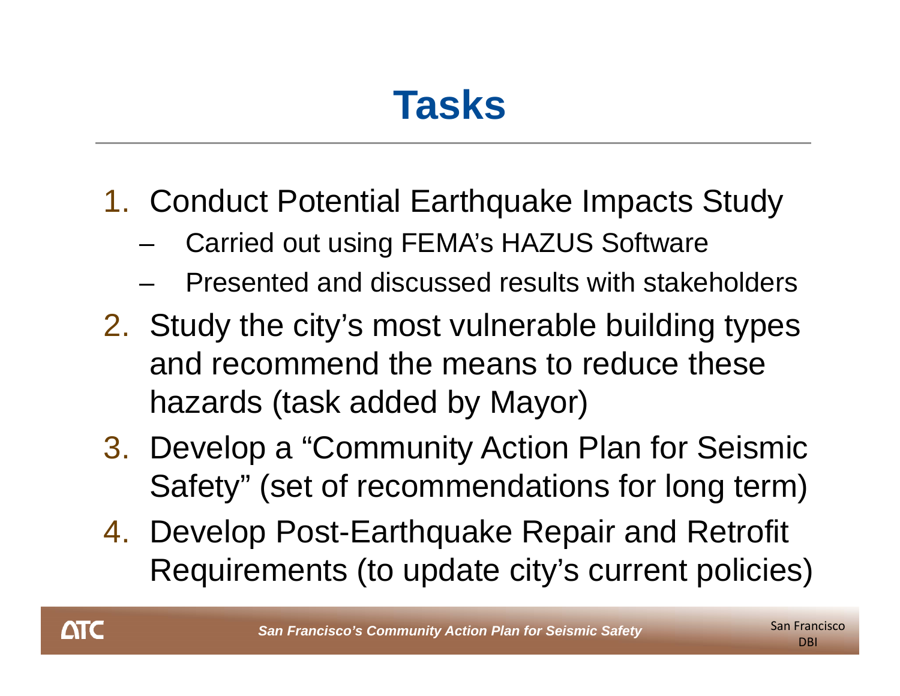# Tasks

1. Conduct Potential Earthquake Impacts Study
   - Carried out using FEMA's HAZUS Software
   - Presented and discussed results with stakeholders
2. Study the city's most vulnerable building types and recommend the means to reduce these hazards (task added by Mayor)
3. Develop a "Community Action Plan for Seismic Safety" (set of recommendations for long term)
4. Develop Post-Earthquake Repair and Retrofit Requirements (to update city's current policies)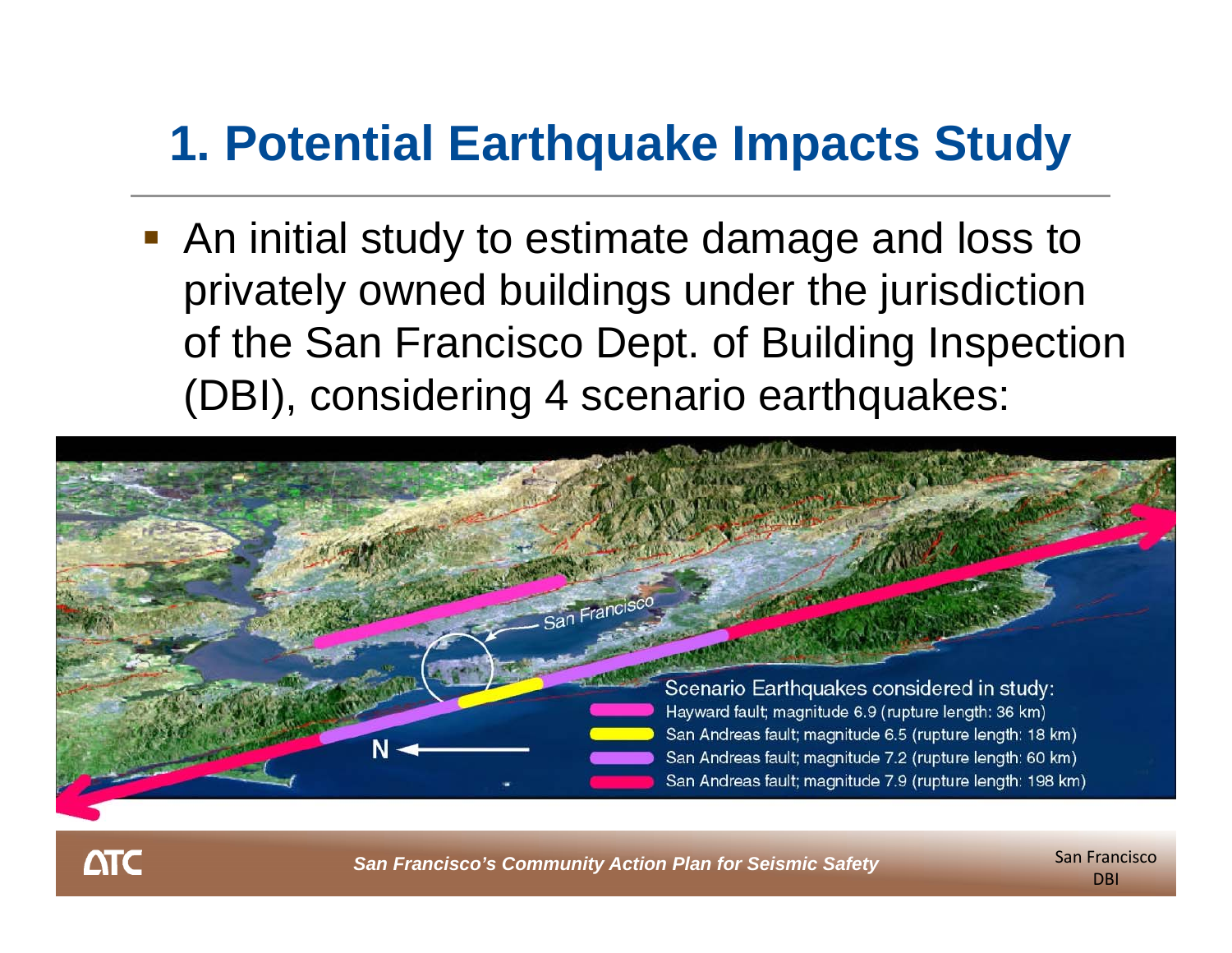# 1. Potential Earthquake Impacts Study

- An initial study to estimate damage and loss to privately owned buildings under the jurisdiction of the San Francisco Dept. of Building Inspection (DBI), considering 4 scenario earthquakes:

San Francisco

N

Scenario Earthquakes considered in study:

Hayward fault; magnitude 6.9 (rupture length: 36 km)

San Andreas fault; magnitude 6.5 (rupture length: 18 km)

San Andreas fault; magnitude 7.2 (rupture length: 60 km)

San Andreas fault; magnitude 7.9 (rupture length: 198 km)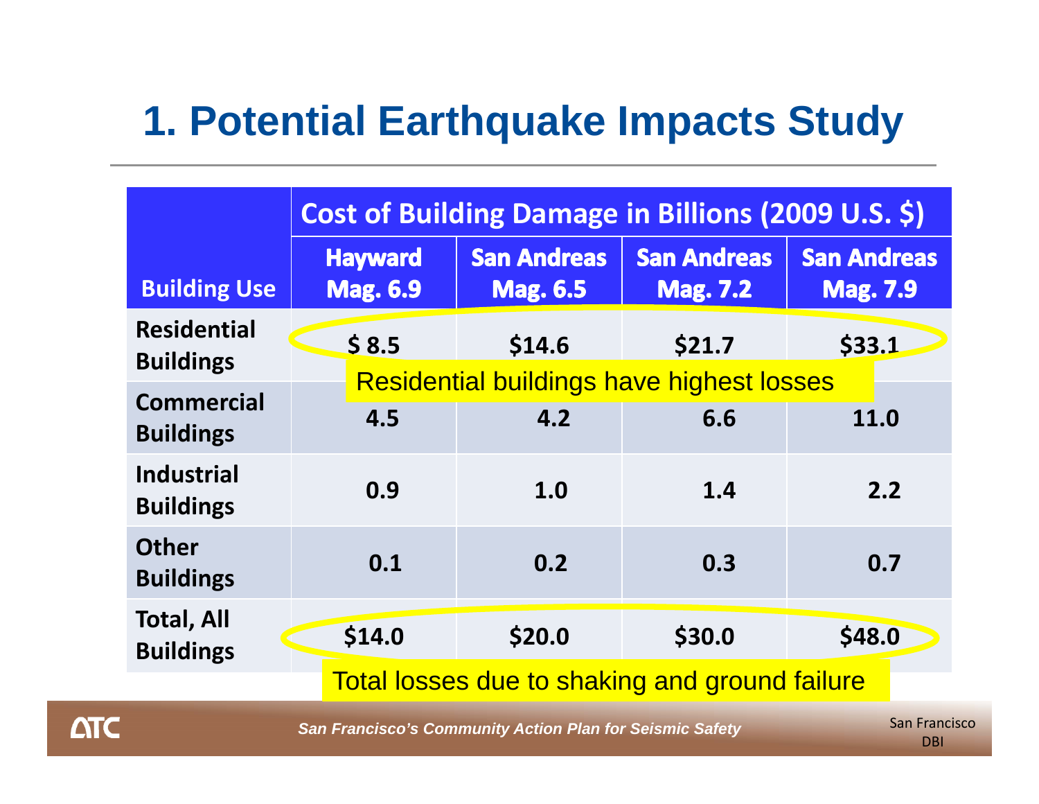# 1. Potential Earthquake Impacts Study

| Building Use | Cost of Building Damage in Billions (2009 U.S. $) | | | |
|---|---|---|---|---|
| | Hayward Mag. 6.9 | San Andreas Mag. 6.5 | San Andreas Mag. 7.2 | San Andreas Mag. 7.9 |
| Residential Buildings | $ 8.5 | $14.6 | $21.7 | $33.1 |
| Commercial Buildings | 4.5 | 4.2 | 6.6 | 11.0 |
| Industrial Buildings | 0.9 | 1.0 | 1.4 | 2.2 |
| Other Buildings | 0.1 | 0.2 | 0.3 | 0.7 |
| Total, All Buildings | $14.0 | $20.0 | $30.0 | $48.0 |

Residential buildings have highest losses

Total losses due to shaking and ground failure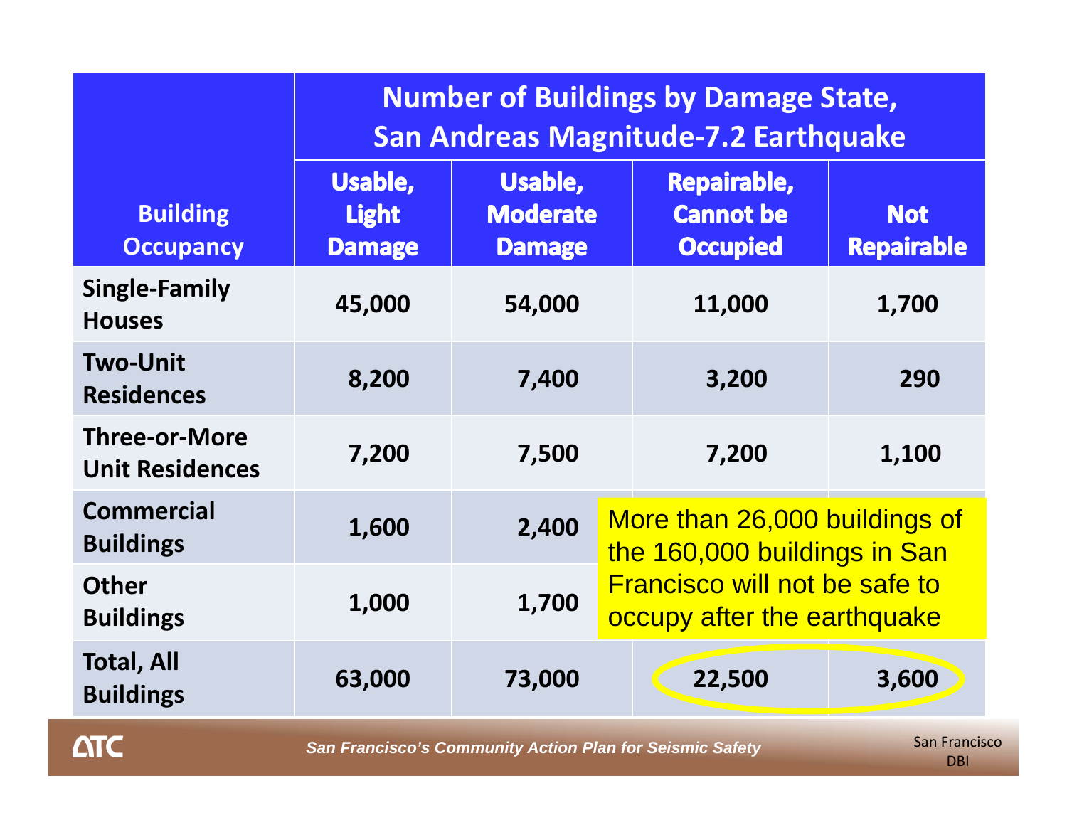| Building Occupancy | Number of Buildings by Damage State, San Andreas Magnitude-7.2 Earthquake | | | |
|---|---|---|---|---|
| | Usable, Light Damage | Usable, Moderate Damage | Repairable, Cannot be Occupied | Not Repairable |
| Single-Family Houses | 45,000 | 54,000 | 11,000 | 1,700 |
| Two-Unit Residences | 8,200 | 7,400 | 3,200 | 290 |
| Three-or-More Unit Residences | 7,200 | 7,500 | 7,200 | 1,100 |
| Commercial Buildings | 1,600 | 2,400 | | |
| Other Buildings | 1,000 | 1,700 | | |
| Total, All Buildings | 63,000 | 73,000 | 22,500 | 3,600 |

More than 26,000 buildings of the 160,000 buildings in San Francisco will not be safe to occupy after the earthquake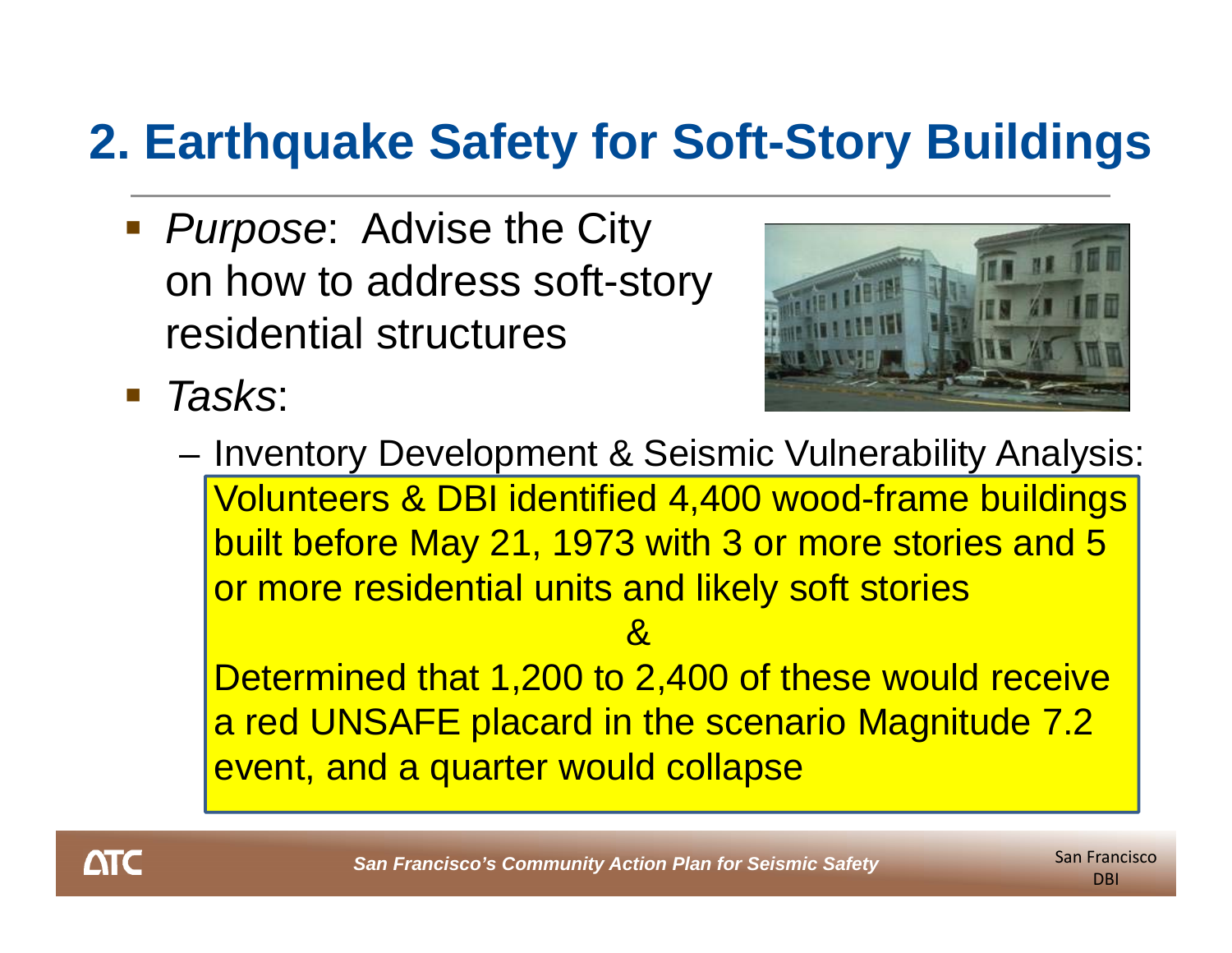## 2. Earthquake Safety for Soft-Story Buildings

- *Purpose*: Advise the City on how to address soft-story residential structures
- *Tasks*:
  - Inventory Development & Seismic Vulnerability Analysis:

    Volunteers & DBI identified 4,400 wood-frame buildings built before May 21, 1973 with 3 or more stories and 5 or more residential units and likely soft stories

    &

    Determined that 1,200 to 2,400 of these would receive a red UNSAFE placard in the scenario Magnitude 7.2 event, and a quarter would collapse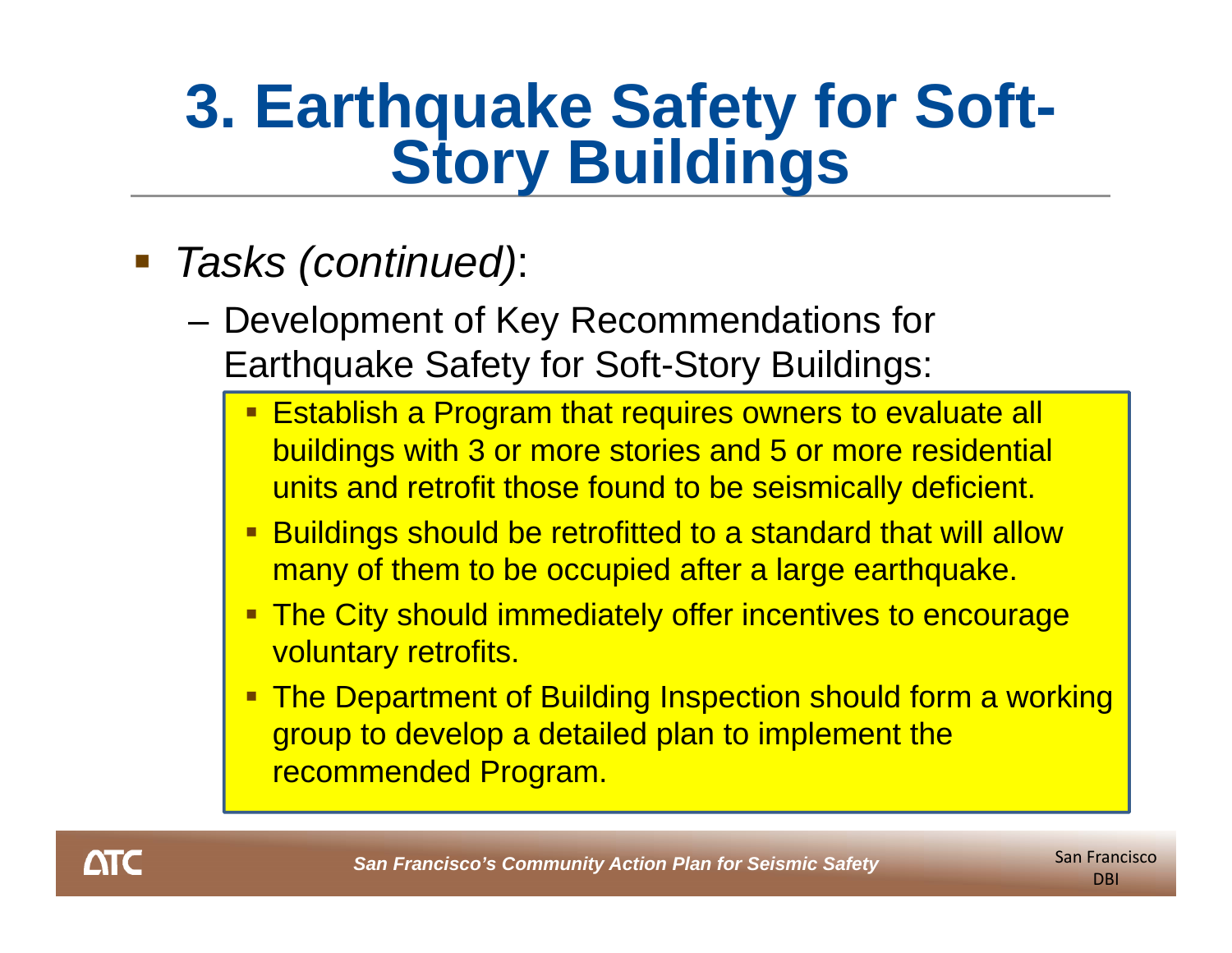# 3. Earthquake Safety for Soft-Story Buildings

- *Tasks (continued)*:
  - Development of Key Recommendations for Earthquake Safety for Soft-Story Buildings:
    - Establish a Program that requires owners to evaluate all buildings with 3 or more stories and 5 or more residential units and retrofit those found to be seismically deficient.
    - Buildings should be retrofitted to a standard that will allow many of them to be occupied after a large earthquake.
    - The City should immediately offer incentives to encourage voluntary retrofits.
    - The Department of Building Inspection should form a working group to develop a detailed plan to implement the recommended Program.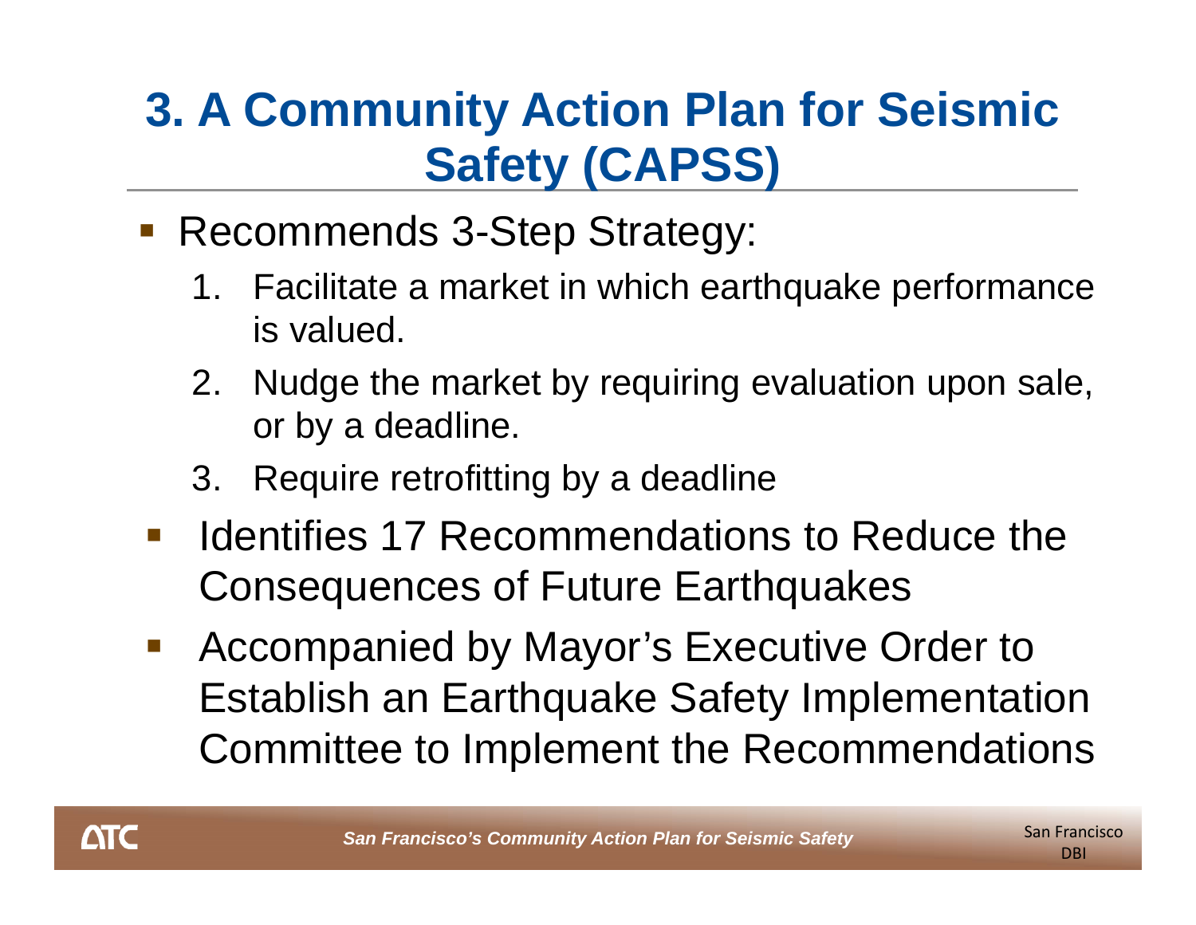# 3. A Community Action Plan for Seismic Safety (CAPSS)

- Recommends 3-Step Strategy:
  1. Facilitate a market in which earthquake performance is valued.
  2. Nudge the market by requiring evaluation upon sale, or by a deadline.
  3. Require retrofitting by a deadline
- Identifies 17 Recommendations to Reduce the Consequences of Future Earthquakes
- Accompanied by Mayor's Executive Order to Establish an Earthquake Safety Implementation Committee to Implement the Recommendations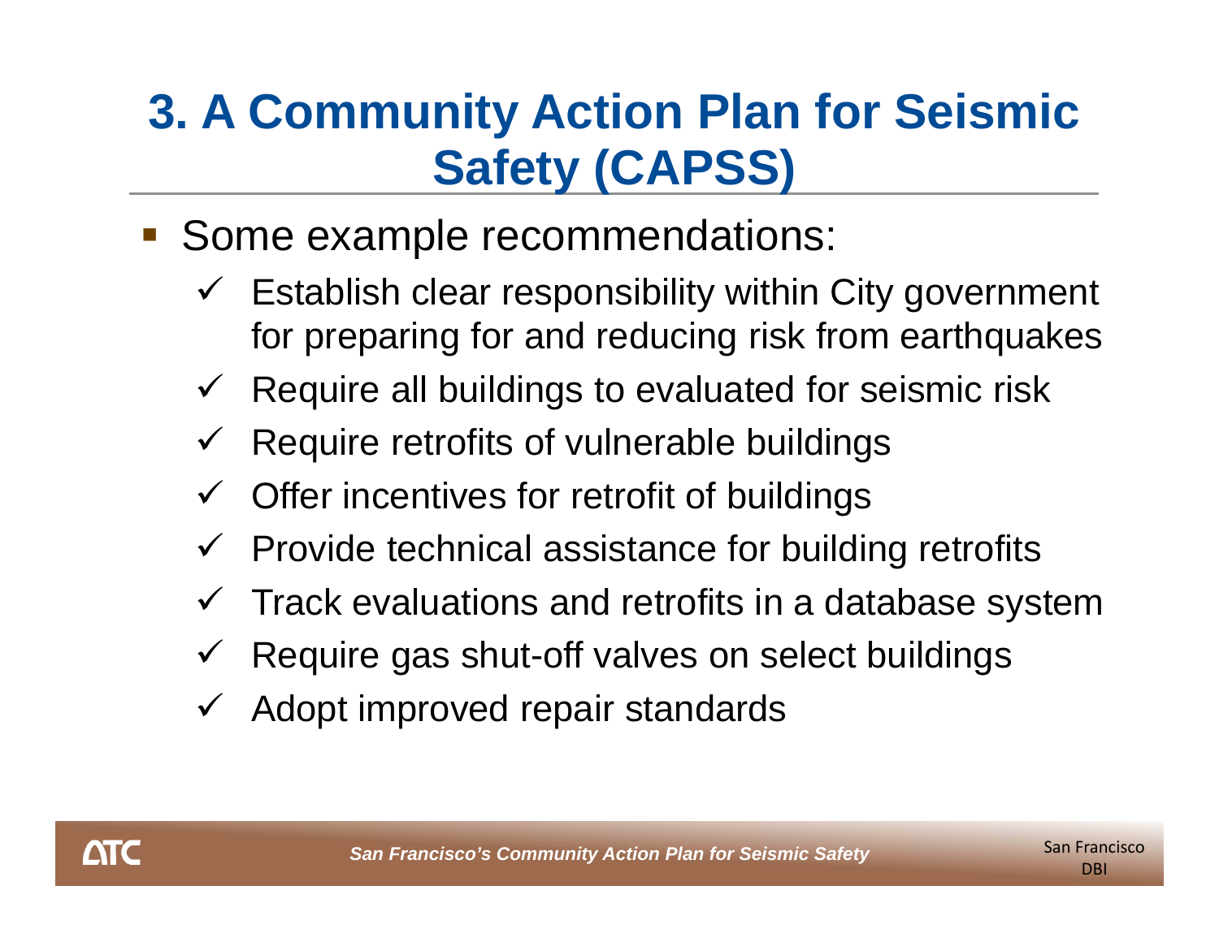# 3. A Community Action Plan for Seismic Safety (CAPSS)

- Some example recommendations:
  - ✓ Establish clear responsibility within City government for preparing for and reducing risk from earthquakes
  - ✓ Require all buildings to evaluated for seismic risk
  - ✓ Require retrofits of vulnerable buildings
  - ✓ Offer incentives for retrofit of buildings
  - ✓ Provide technical assistance for building retrofits
  - ✓ Track evaluations and retrofits in a database system
  - ✓ Require gas shut-off valves on select buildings
  - ✓ Adopt improved repair standards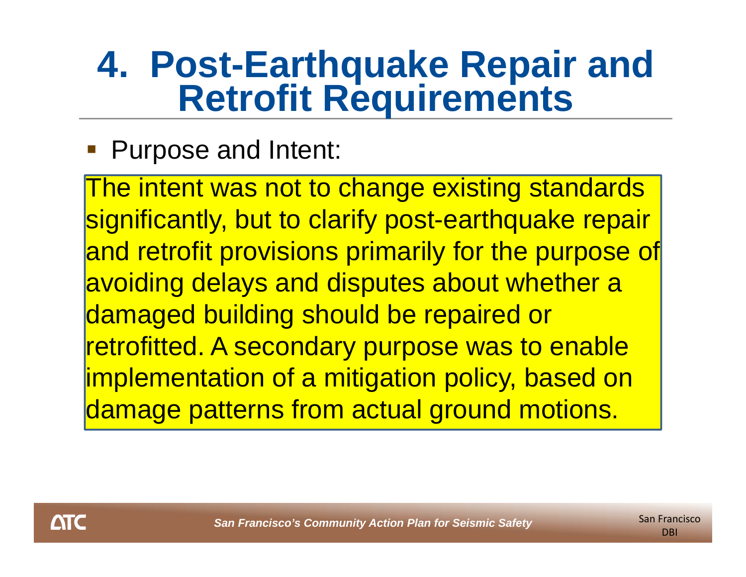# 4. Post-Earthquake Repair and Retrofit Requirements

- Purpose and Intent:

The intent was not to change existing standards significantly, but to clarify post-earthquake repair and retrofit provisions primarily for the purpose of avoiding delays and disputes about whether a damaged building should be repaired or retrofitted. A secondary purpose was to enable implementation of a mitigation policy, based on damage patterns from actual ground motions.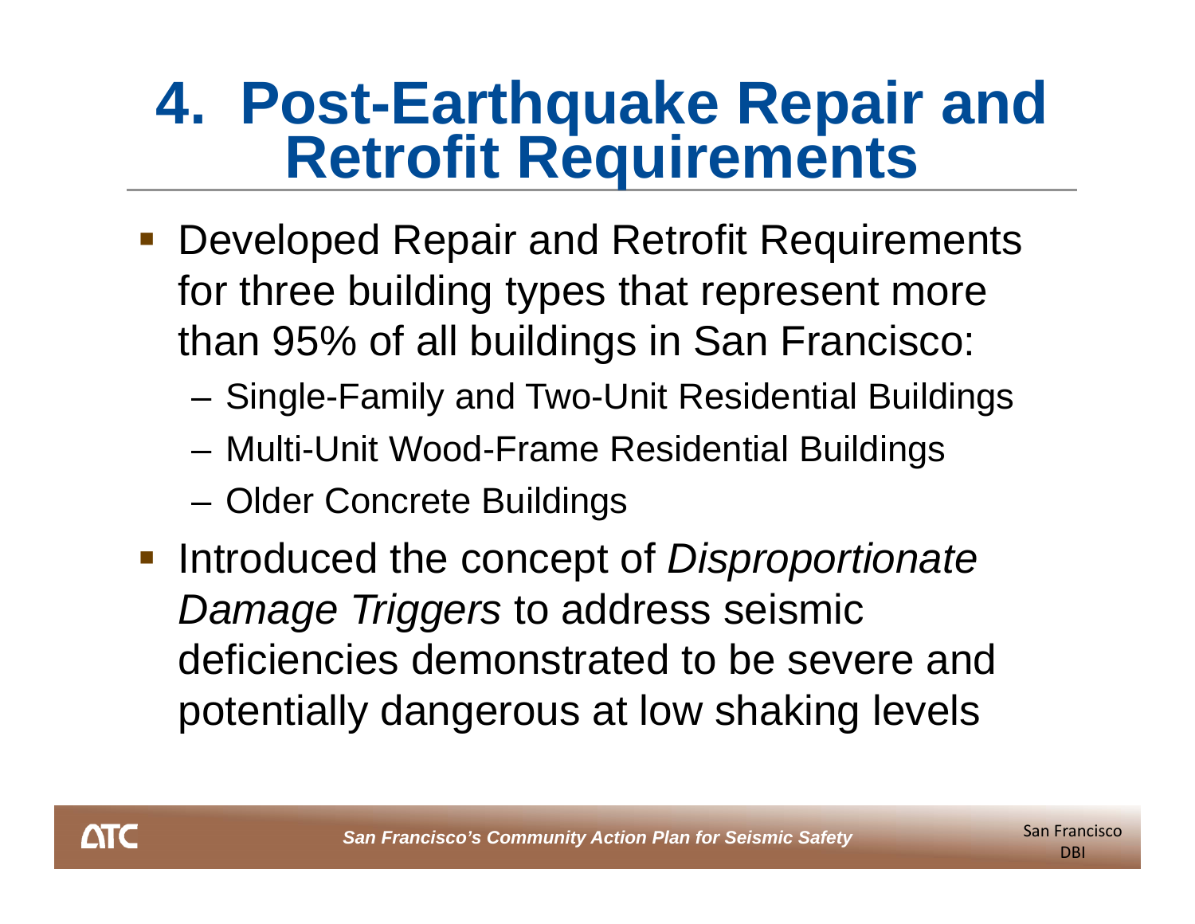# 4. Post-Earthquake Repair and Retrofit Requirements

- Developed Repair and Retrofit Requirements for three building types that represent more than 95% of all buildings in San Francisco:
  - Single-Family and Two-Unit Residential Buildings
  - Multi-Unit Wood-Frame Residential Buildings
  - Older Concrete Buildings
- Introduced the concept of *Disproportionate Damage Triggers* to address seismic deficiencies demonstrated to be severe and potentially dangerous at low shaking levels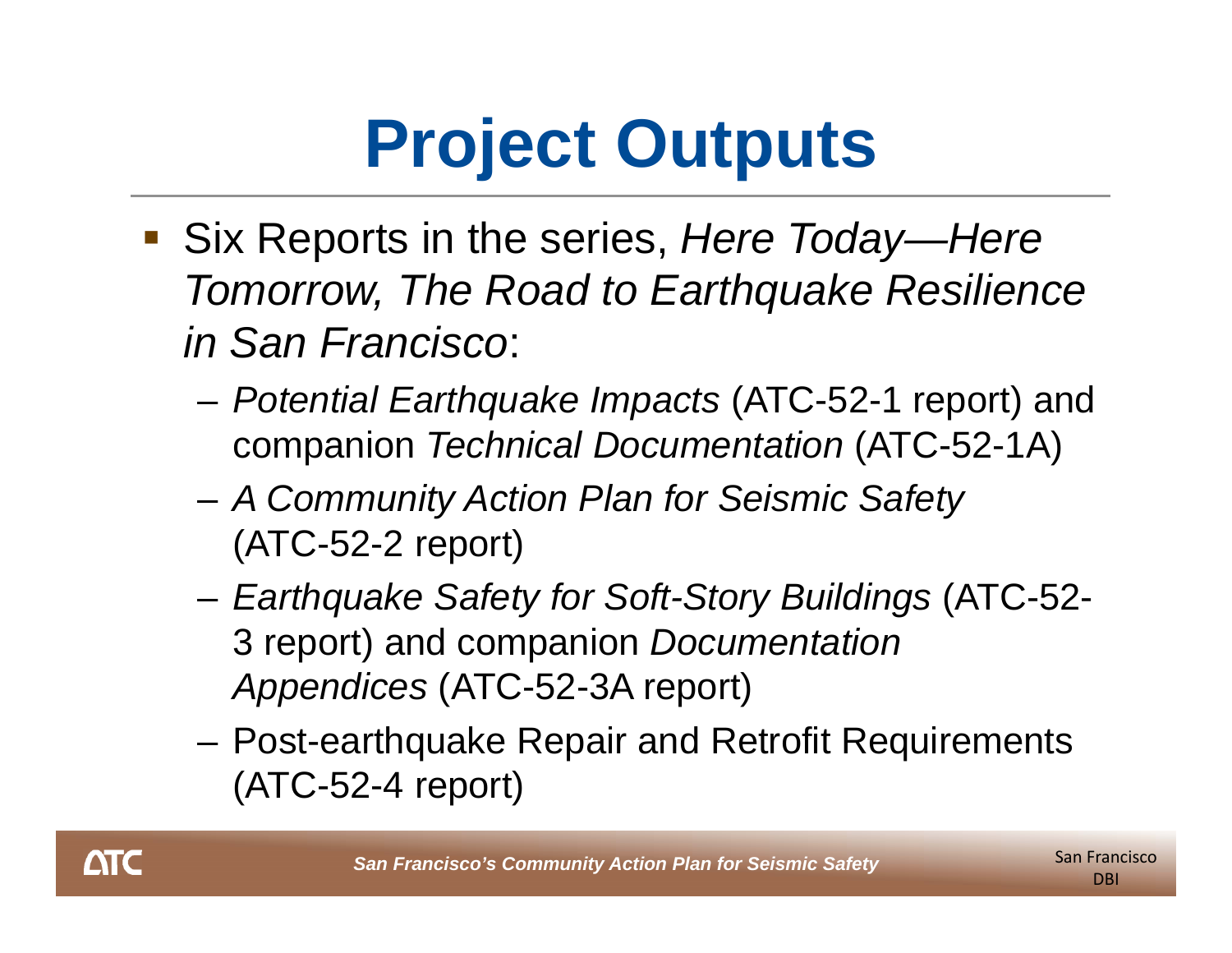# Project Outputs

- Six Reports in the series, *Here Today—Here Tomorrow, The Road to Earthquake Resilience in San Francisco*:
  - *Potential Earthquake Impacts* (ATC-52-1 report) and companion *Technical Documentation* (ATC-52-1A)
  - *A Community Action Plan for Seismic Safety* (ATC-52-2 report)
  - *Earthquake Safety for Soft-Story Buildings* (ATC-52-3 report) and companion *Documentation Appendices* (ATC-52-3A report)
  - Post-earthquake Repair and Retrofit Requirements (ATC-52-4 report)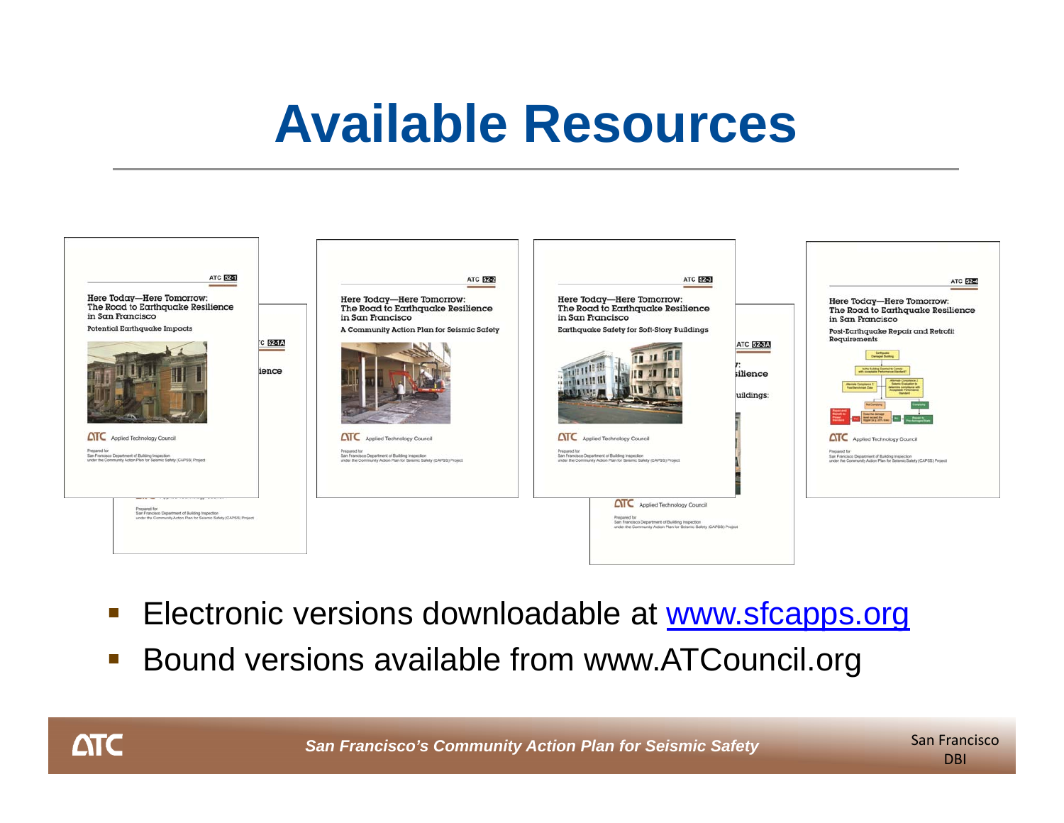# Available Resources

- Electronic versions downloadable at www.sfcapps.org
- Bound versions available from www.ATCouncil.org